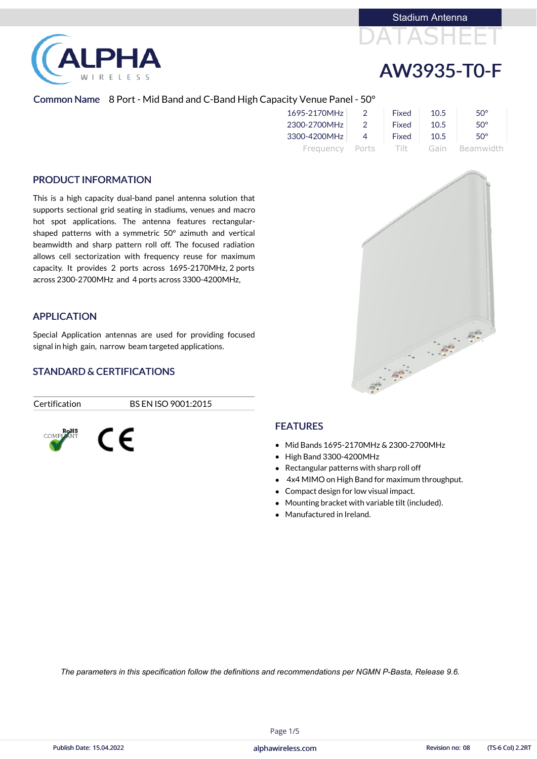Stadium Antenna

DATASHEET

# AW3935-T0-F

**Common Name** 8 Port - Mid Band and C-Band High Capacity Venue Panel - 50°

| Frequency | Ports | Tilt | Gain | Beamwidth |
|---|---|---|---|---|
| 1695-2170MHz | 2 | Fixed | 10.5 | 50° |
| 2300-2700MHz | 2 | Fixed | 10.5 | 50° |
| 3300-4200MHz | 4 | Fixed | 10.5 | 50° |

## PRODUCT INFORMATION

This is a high capacity dual-band panel antenna solution that supports sectional grid seating in stadiums, venues and macro hot spot applications. The antenna features rectangular-shaped patterns with a symmetric 50° azimuth and vertical beamwidth and sharp pattern roll off. The focused radiation allows cell sectorization with frequency reuse for maximum capacity. It provides 2 ports across 1695-2170MHz, 2 ports across 2300-2700MHz and 4 ports across 3300-4200MHz,

## APPLICATION

Special Application antennas are used for providing focused signal in high gain, narrow beam targeted applications.

## STANDARD & CERTIFICATIONS

| Certification | BS EN ISO 9001:2015 |
|---|---|

RoHS COMPLIANT

CE

## FEATURES

- Mid Bands 1695-2170MHz & 2300-2700MHz
- High Band 3300-4200MHz
- Rectangular patterns with sharp roll off
- 4x4 MIMO on High Band for maximum throughput.
- Compact design for low visual impact.
- Mounting bracket with variable tilt (included).
- Manufactured in Ireland.

*The parameters in this specification follow the definitions and recommendations per NGMN P-Basta, Release 9.6.*

Publish Date: 15.04.2022 alphawireless.com Revision no: 08 (TS-6 Col) 2.2RT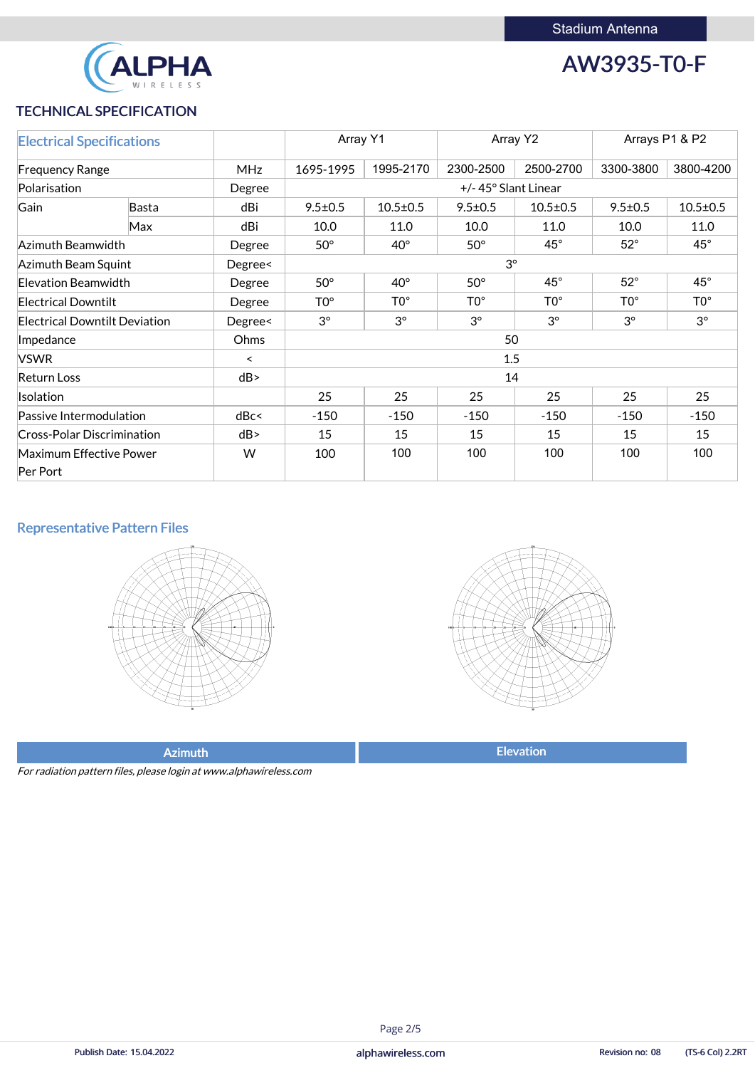Stadium Antenna

# AW3935-T0-F

## TECHNICAL SPECIFICATION

| Electrical Specifications | | | Array Y1 | | Array Y2 | | Arrays P1 & P2 | |
|---|---|---|---|---|---|---|---|---|
| Frequency Range | | MHz | 1695-1995 | 1995-2170 | 2300-2500 | 2500-2700 | 3300-3800 | 3800-4200 |
| Polarisation | | Degree | +/- 45° Slant Linear | | | | | |
| Gain | Basta | dBi | 9.5±0.5 | 10.5±0.5 | 9.5±0.5 | 10.5±0.5 | 9.5±0.5 | 10.5±0.5 |
| | Max | dBi | 10.0 | 11.0 | 10.0 | 11.0 | 10.0 | 11.0 |
| Azimuth Beamwidth | | Degree | 50° | 40° | 50° | 45° | 52° | 45° |
| Azimuth Beam Squint | | Degree< | 3° | | | | | |
| Elevation Beamwidth | | Degree | 50° | 40° | 50° | 45° | 52° | 45° |
| Electrical Downtilt | | Degree | T0° | T0° | T0° | T0° | T0° | T0° |
| Electrical Downtilt Deviation | | Degree< | 3° | 3° | 3° | 3° | 3° | 3° |
| Impedance | | Ohms | 50 | | | | | |
| VSWR | | < | 1.5 | | | | | |
| Return Loss | | dB> | 14 | | | | | |
| Isolation | | | 25 | 25 | 25 | 25 | 25 | 25 |
| Passive Intermodulation | | dBc< | -150 | -150 | -150 | -150 | -150 | -150 |
| Cross-Polar Discrimination | | dB> | 15 | 15 | 15 | 15 | 15 | 15 |
| Maximum Effective Power Per Port | | W | 100 | 100 | 100 | 100 | 100 | 100 |

## Representative Pattern Files

Azimuth

Elevation

*For radiation pattern files, please login at www.alphawireless.com*

Publish Date: 15.04.2022 alphawireless.com Revision no: 08 (TS-6 Col) 2.2RT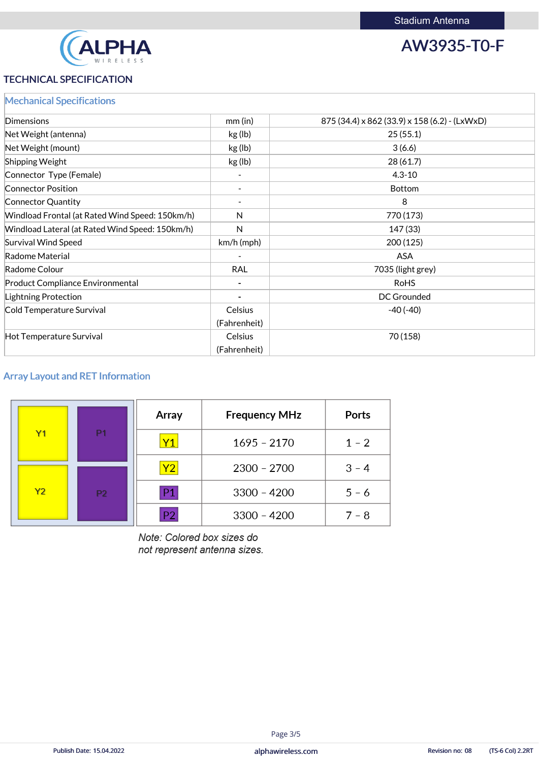Stadium Antenna

# AW3935-T0-F

## TECHNICAL SPECIFICATION

### Mechanical Specifications

| Parameter | Unit | Value |
|---|---|---|
| Dimensions | mm (in) | 875 (34.4) x 862 (33.9) x 158 (6.2) - (LxWxD) |
| Net Weight (antenna) | kg (lb) | 25 (55.1) |
| Net Weight (mount) | kg (lb) | 3 (6.6) |
| Shipping Weight | kg (lb) | 28 (61.7) |
| Connector Type (Female) | - | 4.3-10 |
| Connector Position | - | Bottom |
| Connector Quantity | - | 8 |
| Windload Frontal (at Rated Wind Speed: 150km/h) | N | 770 (173) |
| Windload Lateral (at Rated Wind Speed: 150km/h) | N | 147 (33) |
| Survival Wind Speed | km/h (mph) | 200 (125) |
| Radome Material | - | ASA |
| Radome Colour | RAL | 7035 (light grey) |
| Product Compliance Environmental | - | RoHS |
| Lightning Protection | - | DC Grounded |
| Cold Temperature Survival | Celsius (Fahrenheit) | -40 (-40) |
| Hot Temperature Survival | Celsius (Fahrenheit) | 70 (158) |

### Array Layout and RET Information

| Array | Frequency MHz | Ports |
|---|---|---|
| Y1 | 1695 – 2170 | 1 – 2 |
| Y2 | 2300 – 2700 | 3 – 4 |
| P1 | 3300 – 4200 | 5 – 6 |
| P2 | 3300 – 4200 | 7 – 8 |

*Note: Colored box sizes do not represent antenna sizes.*

Publish Date: 15.04.2022 | alphawireless.com | Revision no: 08 | (TS-6 Col) 2.2RT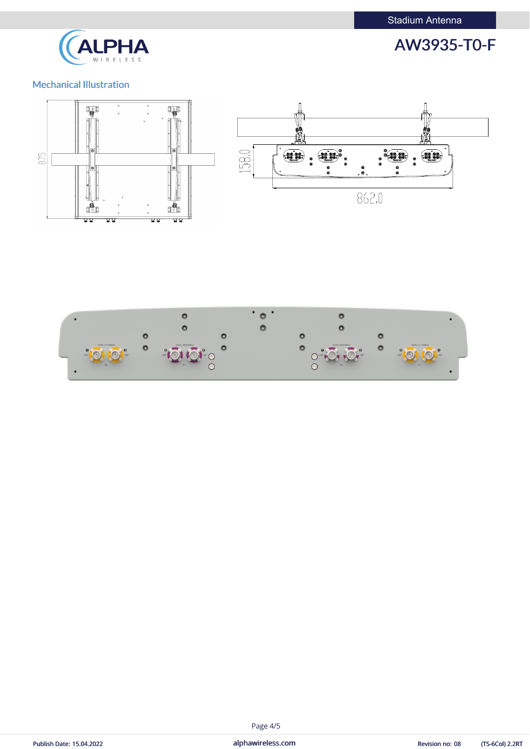## Mechanical Illustration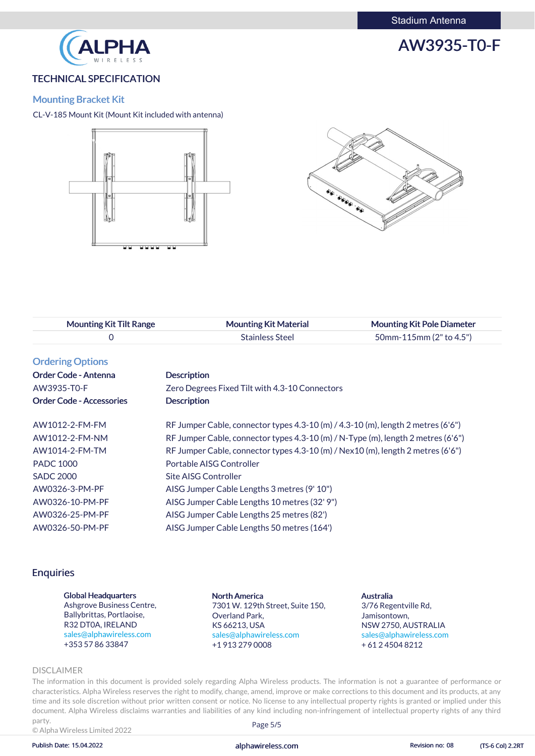# AW3935-T0-F

Stadium Antenna

## TECHNICAL SPECIFICATION

### Mounting Bracket Kit

CL-V-185 Mount Kit (Mount Kit included with antenna)

| Mounting Kit Tilt Range | Mounting Kit Material | Mounting Kit Pole Diameter |
|---|---|---|
| 0 | Stainless Steel | 50mm-115mm (2" to 4.5") |

### Ordering Options

| Order Code - Antenna | Description |
|---|---|
| AW3935-T0-F | Zero Degrees Fixed Tilt with 4.3-10 Connectors |
| **Order Code - Accessories** | **Description** |
| AW1012-2-FM-FM | RF Jumper Cable, connector types 4.3-10 (m) / 4.3-10 (m), length 2 metres (6'6") |
| AW1012-2-FM-NM | RF Jumper Cable, connector types 4.3-10 (m) / N-Type (m), length 2 metres (6'6") |
| AW1014-2-FM-TM | RF Jumper Cable, connector types 4.3-10 (m) / Nex10 (m), length 2 metres (6'6") |
| PADC 1000 | Portable AISG Controller |
| SADC 2000 | Site AISG Controller |
| AW0326-3-PM-PF | AISG Jumper Cable Lengths 3 metres (9' 10") |
| AW0326-10-PM-PF | AISG Jumper Cable Lengths 10 metres (32' 9") |
| AW0326-25-PM-PF | AISG Jumper Cable Lengths 25 metres (82') |
| AW0326-50-PM-PF | AISG Jumper Cable Lengths 50 metres (164') |

## Enquiries

**Global Headquarters**
Ashgrove Business Centre,
Ballybrittas, Portlaoise,
R32 DT0A, IRELAND
sales@alphawireless.com
+353 57 86 33847

**North America**
7301 W. 129th Street, Suite 150,
Overland Park,
KS 66213, USA
sales@alphawireless.com
+1 913 279 0008

**Australia**
3/76 Regentville Rd,
Jamisontown,
NSW 2750, AUSTRALIA
sales@alphawireless.com
+ 61 2 4504 8212

DISCLAIMER

The information in this document is provided solely regarding Alpha Wireless products. The information is not a guarantee of performance or characteristics. Alpha Wireless reserves the right to modify, change, amend, improve or make corrections to this document and its products, at any time and its sole discretion without prior written consent or notice. No license to any intellectual property rights is granted or implied under this document. Alpha Wireless disclaims warranties and liabilities of any kind including non-infringement of intellectual property rights of any third party.

© Alpha Wireless Limited 2022

Publish Date: 15.04.2022 | alphawireless.com | Revision no: 08 | (TS-6 Col) 2.2RT